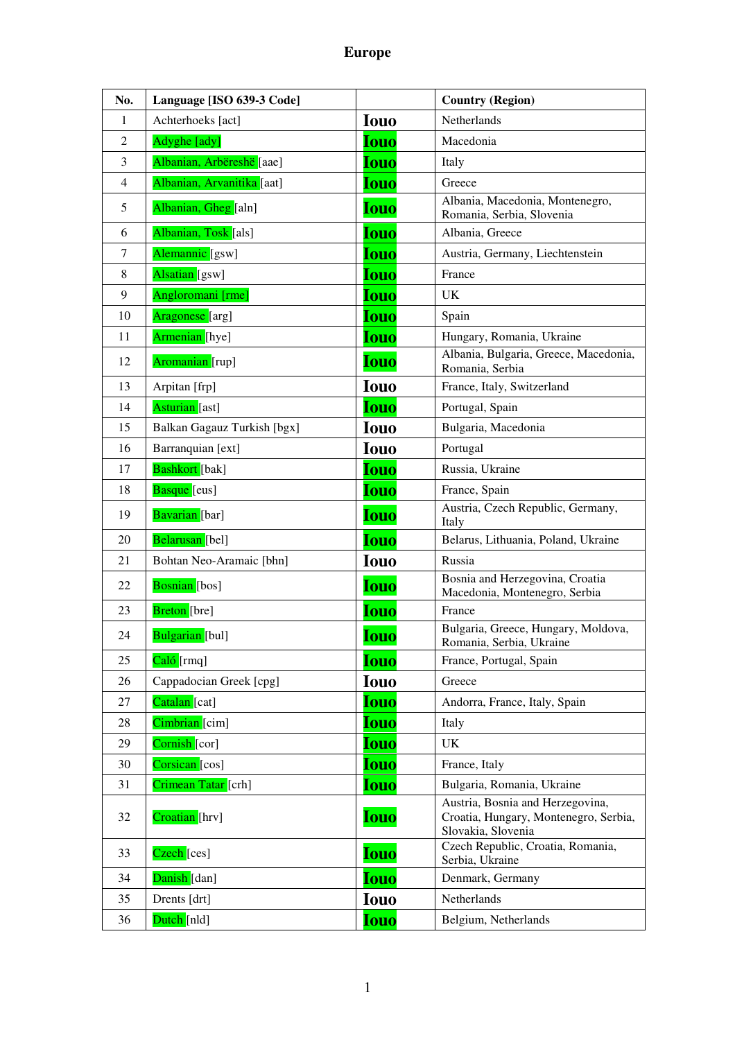# Europe

| No. | Language [ISO 639-3 Code] | | Country (Region) |
|---|---|---|---|
| 1 | Achterhoeks [act] | Iouo | Netherlands |
| 2 | Adyghe [ady] | Iouo | Macedonia |
| 3 | Albanian, Arbëreshë [aae] | Iouo | Italy |
| 4 | Albanian, Arvanitika [aat] | Iouo | Greece |
| 5 | Albanian, Gheg [aln] | Iouo | Albania, Macedonia, Montenegro, Romania, Serbia, Slovenia |
| 6 | Albanian, Tosk [als] | Iouo | Albania, Greece |
| 7 | Alemannic [gsw] | Iouo | Austria, Germany, Liechtenstein |
| 8 | Alsatian [gsw] | Iouo | France |
| 9 | Angloromani [rme] | Iouo | UK |
| 10 | Aragonese [arg] | Iouo | Spain |
| 11 | Armenian [hye] | Iouo | Hungary, Romania, Ukraine |
| 12 | Aromanian [rup] | Iouo | Albania, Bulgaria, Greece, Macedonia, Romania, Serbia |
| 13 | Arpitan [frp] | Iouo | France, Italy, Switzerland |
| 14 | Asturian [ast] | Iouo | Portugal, Spain |
| 15 | Balkan Gagauz Turkish [bgx] | Iouo | Bulgaria, Macedonia |
| 16 | Barranquian [ext] | Iouo | Portugal |
| 17 | Bashkort [bak] | Iouo | Russia, Ukraine |
| 18 | Basque [eus] | Iouo | France, Spain |
| 19 | Bavarian [bar] | Iouo | Austria, Czech Republic, Germany, Italy |
| 20 | Belarusan [bel] | Iouo | Belarus, Lithuania, Poland, Ukraine |
| 21 | Bohtan Neo-Aramaic [bhn] | Iouo | Russia |
| 22 | Bosnian [bos] | Iouo | Bosnia and Herzegovina, Croatia Macedonia, Montenegro, Serbia |
| 23 | Breton [bre] | Iouo | France |
| 24 | Bulgarian [bul] | Iouo | Bulgaria, Greece, Hungary, Moldova, Romania, Serbia, Ukraine |
| 25 | Caló [rmq] | Iouo | France, Portugal, Spain |
| 26 | Cappadocian Greek [cpg] | Iouo | Greece |
| 27 | Catalan [cat] | Iouo | Andorra, France, Italy, Spain |
| 28 | Cimbrian [cim] | Iouo | Italy |
| 29 | Cornish [cor] | Iouo | UK |
| 30 | Corsican [cos] | Iouo | France, Italy |
| 31 | Crimean Tatar [crh] | Iouo | Bulgaria, Romania, Ukraine |
| 32 | Croatian [hrv] | Iouo | Austria, Bosnia and Herzegovina, Croatia, Hungary, Montenegro, Serbia, Slovakia, Slovenia |
| 33 | Czech [ces] | Iouo | Czech Republic, Croatia, Romania, Serbia, Ukraine |
| 34 | Danish [dan] | Iouo | Denmark, Germany |
| 35 | Drents [drt] | Iouo | Netherlands |
| 36 | Dutch [nld] | Iouo | Belgium, Netherlands |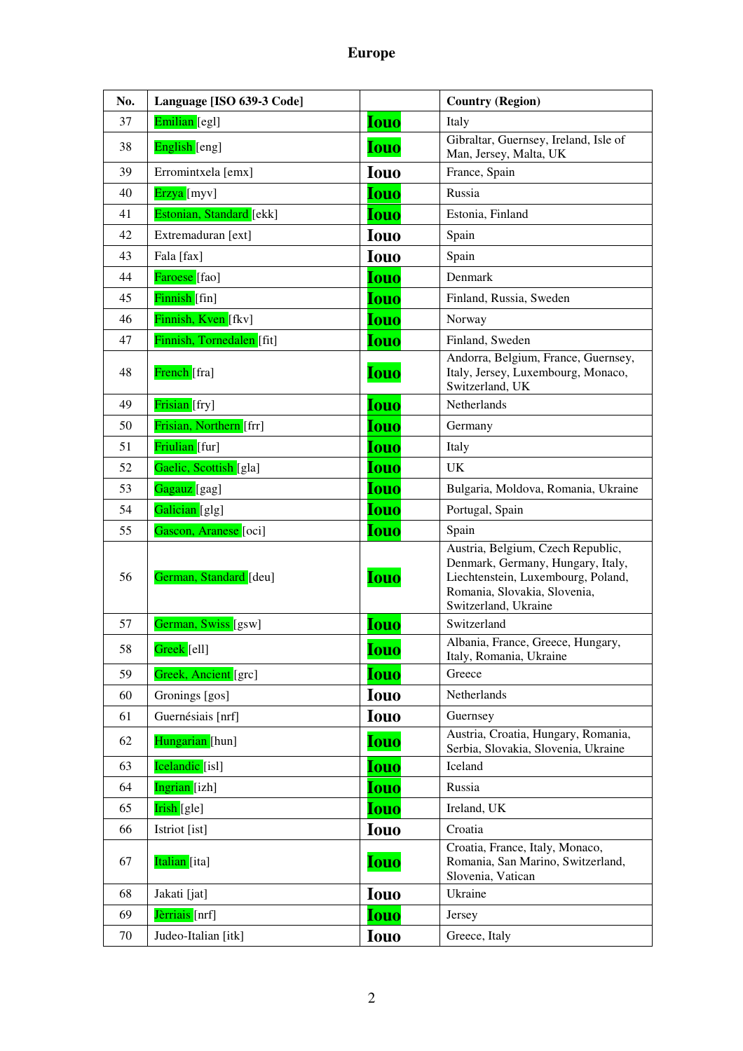# Europe

| No. | Language [ISO 639-3 Code] | | Country (Region) |
|---|---|---|---|
| 37 | Emilian [egl] | Iouo | Italy |
| 38 | English [eng] | Iouo | Gibraltar, Guernsey, Ireland, Isle of Man, Jersey, Malta, UK |
| 39 | Erromintxela [emx] | Iouo | France, Spain |
| 40 | Erzya [myv] | Iouo | Russia |
| 41 | Estonian, Standard [ekk] | Iouo | Estonia, Finland |
| 42 | Extremaduran [ext] | Iouo | Spain |
| 43 | Fala [fax] | Iouo | Spain |
| 44 | Faroese [fao] | Iouo | Denmark |
| 45 | Finnish [fin] | Iouo | Finland, Russia, Sweden |
| 46 | Finnish, Kven [fkv] | Iouo | Norway |
| 47 | Finnish, Tornedalen [fit] | Iouo | Finland, Sweden |
| 48 | French [fra] | Iouo | Andorra, Belgium, France, Guernsey, Italy, Jersey, Luxembourg, Monaco, Switzerland, UK |
| 49 | Frisian [fry] | Iouo | Netherlands |
| 50 | Frisian, Northern [frr] | Iouo | Germany |
| 51 | Friulian [fur] | Iouo | Italy |
| 52 | Gaelic, Scottish [gla] | Iouo | UK |
| 53 | Gagauz [gag] | Iouo | Bulgaria, Moldova, Romania, Ukraine |
| 54 | Galician [glg] | Iouo | Portugal, Spain |
| 55 | Gascon, Aranese [oci] | Iouo | Spain |
| 56 | German, Standard [deu] | Iouo | Austria, Belgium, Czech Republic, Denmark, Germany, Hungary, Italy, Liechtenstein, Luxembourg, Poland, Romania, Slovakia, Slovenia, Switzerland, Ukraine |
| 57 | German, Swiss [gsw] | Iouo | Switzerland |
| 58 | Greek [ell] | Iouo | Albania, France, Greece, Hungary, Italy, Romania, Ukraine |
| 59 | Greek, Ancient [grc] | Iouo | Greece |
| 60 | Gronings [gos] | Iouo | Netherlands |
| 61 | Guernésiais [nrf] | Iouo | Guernsey |
| 62 | Hungarian [hun] | Iouo | Austria, Croatia, Hungary, Romania, Serbia, Slovakia, Slovenia, Ukraine |
| 63 | Icelandic [isl] | Iouo | Iceland |
| 64 | Ingrian [izh] | Iouo | Russia |
| 65 | Irish [gle] | Iouo | Ireland, UK |
| 66 | Istriot [ist] | Iouo | Croatia |
| 67 | Italian [ita] | Iouo | Croatia, France, Italy, Monaco, Romania, San Marino, Switzerland, Slovenia, Vatican |
| 68 | Jakati [jat] | Iouo | Ukraine |
| 69 | Jèrriais [nrf] | Iouo | Jersey |
| 70 | Judeo-Italian [itk] | Iouo | Greece, Italy |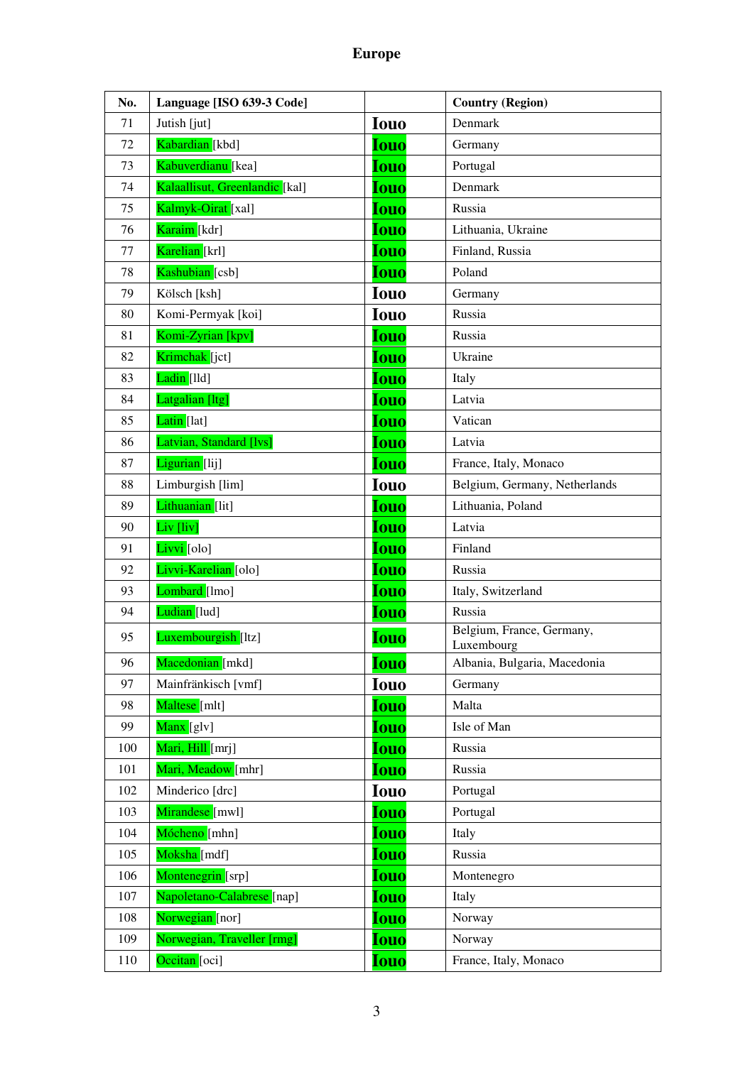# Europe

| No. | Language [ISO 639-3 Code] | | Country (Region) |
|---|---|---|---|
| 71 | Jutish [jut] | Iouo | Denmark |
| 72 | Kabardian [kbd] | Iouo | Germany |
| 73 | Kabuverdianu [kea] | Iouo | Portugal |
| 74 | Kalaallisut, Greenlandic [kal] | Iouo | Denmark |
| 75 | Kalmyk-Oirat [xal] | Iouo | Russia |
| 76 | Karaim [kdr] | Iouo | Lithuania, Ukraine |
| 77 | Karelian [krl] | Iouo | Finland, Russia |
| 78 | Kashubian [csb] | Iouo | Poland |
| 79 | Kölsch [ksh] | Iouo | Germany |
| 80 | Komi-Permyak [koi] | Iouo | Russia |
| 81 | Komi-Zyrian [kpv] | Iouo | Russia |
| 82 | Krimchak [jct] | Iouo | Ukraine |
| 83 | Ladin [lld] | Iouo | Italy |
| 84 | Latgalian [ltg] | Iouo | Latvia |
| 85 | Latin [lat] | Iouo | Vatican |
| 86 | Latvian, Standard [lvs] | Iouo | Latvia |
| 87 | Ligurian [lij] | Iouo | France, Italy, Monaco |
| 88 | Limburgish [lim] | Iouo | Belgium, Germany, Netherlands |
| 89 | Lithuanian [lit] | Iouo | Lithuania, Poland |
| 90 | Liv [liv] | Iouo | Latvia |
| 91 | Livvi [olo] | Iouo | Finland |
| 92 | Livvi-Karelian [olo] | Iouo | Russia |
| 93 | Lombard [lmo] | Iouo | Italy, Switzerland |
| 94 | Ludian [lud] | Iouo | Russia |
| 95 | Luxembourgish [ltz] | Iouo | Belgium, France, Germany, Luxembourg |
| 96 | Macedonian [mkd] | Iouo | Albania, Bulgaria, Macedonia |
| 97 | Mainfränkisch [vmf] | Iouo | Germany |
| 98 | Maltese [mlt] | Iouo | Malta |
| 99 | Manx [glv] | Iouo | Isle of Man |
| 100 | Mari, Hill [mrj] | Iouo | Russia |
| 101 | Mari, Meadow [mhr] | Iouo | Russia |
| 102 | Minderico [drc] | Iouo | Portugal |
| 103 | Mirandese [mwl] | Iouo | Portugal |
| 104 | Mócheno [mhn] | Iouo | Italy |
| 105 | Moksha [mdf] | Iouo | Russia |
| 106 | Montenegrin [srp] | Iouo | Montenegro |
| 107 | Napoletano-Calabrese [nap] | Iouo | Italy |
| 108 | Norwegian [nor] | Iouo | Norway |
| 109 | Norwegian, Traveller [rmg] | Iouo | Norway |
| 110 | Occitan [oci] | Iouo | France, Italy, Monaco |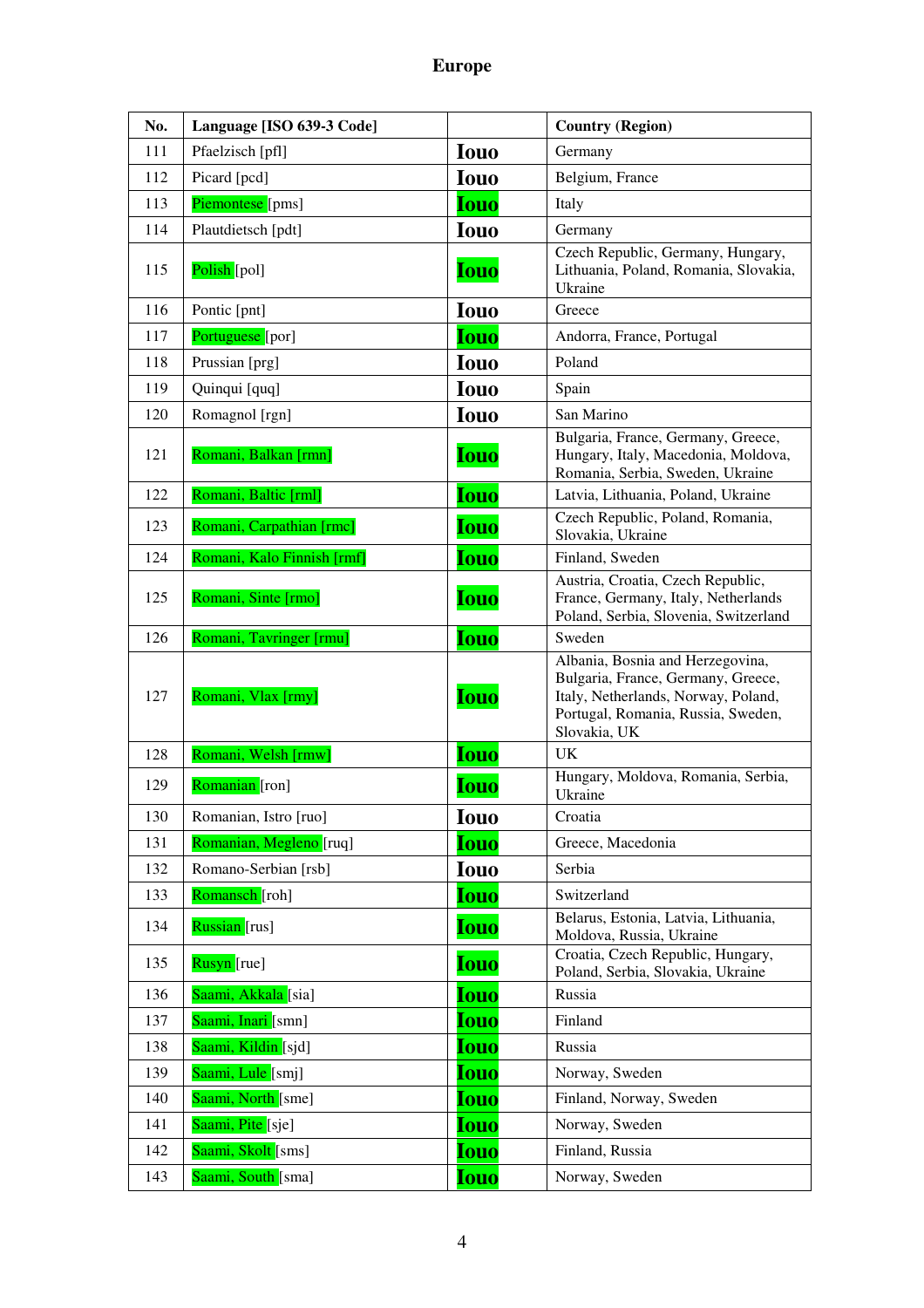# Europe

| No. | Language [ISO 639-3 Code] | | Country (Region) |
|---|---|---|---|
| 111 | Pfaelzisch [pfl] | Iouo | Germany |
| 112 | Picard [pcd] | Iouo | Belgium, France |
| 113 | Piemontese [pms] | Iouo | Italy |
| 114 | Plautdietsch [pdt] | Iouo | Germany |
| 115 | Polish [pol] | Iouo | Czech Republic, Germany, Hungary, Lithuania, Poland, Romania, Slovakia, Ukraine |
| 116 | Pontic [pnt] | Iouo | Greece |
| 117 | Portuguese [por] | Iouo | Andorra, France, Portugal |
| 118 | Prussian [prg] | Iouo | Poland |
| 119 | Quinqui [quq] | Iouo | Spain |
| 120 | Romagnol [rgn] | Iouo | San Marino |
| 121 | Romani, Balkan [rmn] | Iouo | Bulgaria, France, Germany, Greece, Hungary, Italy, Macedonia, Moldova, Romania, Serbia, Sweden, Ukraine |
| 122 | Romani, Baltic [rml] | Iouo | Latvia, Lithuania, Poland, Ukraine |
| 123 | Romani, Carpathian [rmc] | Iouo | Czech Republic, Poland, Romania, Slovakia, Ukraine |
| 124 | Romani, Kalo Finnish [rmf] | Iouo | Finland, Sweden |
| 125 | Romani, Sinte [rmo] | Iouo | Austria, Croatia, Czech Republic, France, Germany, Italy, Netherlands Poland, Serbia, Slovenia, Switzerland |
| 126 | Romani, Tavringer [rmu] | Iouo | Sweden |
| 127 | Romani, Vlax [rmy] | Iouo | Albania, Bosnia and Herzegovina, Bulgaria, France, Germany, Greece, Italy, Netherlands, Norway, Poland, Portugal, Romania, Russia, Sweden, Slovakia, UK |
| 128 | Romani, Welsh [rmw] | Iouo | UK |
| 129 | Romanian [ron] | Iouo | Hungary, Moldova, Romania, Serbia, Ukraine |
| 130 | Romanian, Istro [ruo] | Iouo | Croatia |
| 131 | Romanian, Megleno [ruq] | Iouo | Greece, Macedonia |
| 132 | Romano-Serbian [rsb] | Iouo | Serbia |
| 133 | Romansch [roh] | Iouo | Switzerland |
| 134 | Russian [rus] | Iouo | Belarus, Estonia, Latvia, Lithuania, Moldova, Russia, Ukraine |
| 135 | Rusyn [rue] | Iouo | Croatia, Czech Republic, Hungary, Poland, Serbia, Slovakia, Ukraine |
| 136 | Saami, Akkala [sia] | Iouo | Russia |
| 137 | Saami, Inari [smn] | Iouo | Finland |
| 138 | Saami, Kildin [sjd] | Iouo | Russia |
| 139 | Saami, Lule [smj] | Iouo | Norway, Sweden |
| 140 | Saami, North [sme] | Iouo | Finland, Norway, Sweden |
| 141 | Saami, Pite [sje] | Iouo | Norway, Sweden |
| 142 | Saami, Skolt [sms] | Iouo | Finland, Russia |
| 143 | Saami, South [sma] | Iouo | Norway, Sweden |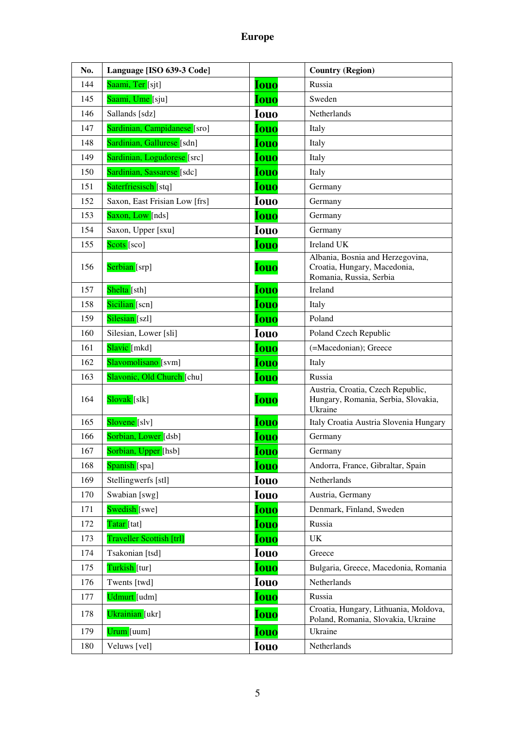# Europe

| No. | Language [ISO 639-3 Code] | | Country (Region) |
|---|---|---|---|
| 144 | Saami, Ter [sjt] | Iouo | Russia |
| 145 | Saami, Ume [sju] | Iouo | Sweden |
| 146 | Sallands [sdz] | Iouo | Netherlands |
| 147 | Sardinian, Campidanese [sro] | Iouo | Italy |
| 148 | Sardinian, Gallurese [sdn] | Iouo | Italy |
| 149 | Sardinian, Logudorese [src] | Iouo | Italy |
| 150 | Sardinian, Sassarese [sdc] | Iouo | Italy |
| 151 | Saterfriesisch [stq] | Iouo | Germany |
| 152 | Saxon, East Frisian Low [frs] | Iouo | Germany |
| 153 | Saxon, Low [nds] | Iouo | Germany |
| 154 | Saxon, Upper [sxu] | Iouo | Germany |
| 155 | Scots [sco] | Iouo | Ireland UK |
| 156 | Serbian [srp] | Iouo | Albania, Bosnia and Herzegovina, Croatia, Hungary, Macedonia, Romania, Russia, Serbia |
| 157 | Shelta [sth] | Iouo | Ireland |
| 158 | Sicilian [scn] | Iouo | Italy |
| 159 | Silesian [szl] | Iouo | Poland |
| 160 | Silesian, Lower [sli] | Iouo | Poland Czech Republic |
| 161 | Slavic [mkd] | Iouo | (=Macedonian); Greece |
| 162 | Slavomolisano [svm] | Iouo | Italy |
| 163 | Slavonic, Old Church [chu] | Iouo | Russia |
| 164 | Slovak [slk] | Iouo | Austria, Croatia, Czech Republic, Hungary, Romania, Serbia, Slovakia, Ukraine |
| 165 | Slovene [slv] | Iouo | Italy Croatia Austria Slovenia Hungary |
| 166 | Sorbian, Lower [dsb] | Iouo | Germany |
| 167 | Sorbian, Upper [hsb] | Iouo | Germany |
| 168 | Spanish [spa] | Iouo | Andorra, France, Gibraltar, Spain |
| 169 | Stellingwerfs [stl] | Iouo | Netherlands |
| 170 | Swabian [swg] | Iouo | Austria, Germany |
| 171 | Swedish [swe] | Iouo | Denmark, Finland, Sweden |
| 172 | Tatar [tat] | Iouo | Russia |
| 173 | Traveller Scottish [trl] | Iouo | UK |
| 174 | Tsakonian [tsd] | Iouo | Greece |
| 175 | Turkish [tur] | Iouo | Bulgaria, Greece, Macedonia, Romania |
| 176 | Twents [twd] | Iouo | Netherlands |
| 177 | Udmurt [udm] | Iouo | Russia |
| 178 | Ukrainian [ukr] | Iouo | Croatia, Hungary, Lithuania, Moldova, Poland, Romania, Slovakia, Ukraine |
| 179 | Urum [uum] | Iouo | Ukraine |
| 180 | Veluws [vel] | Iouo | Netherlands |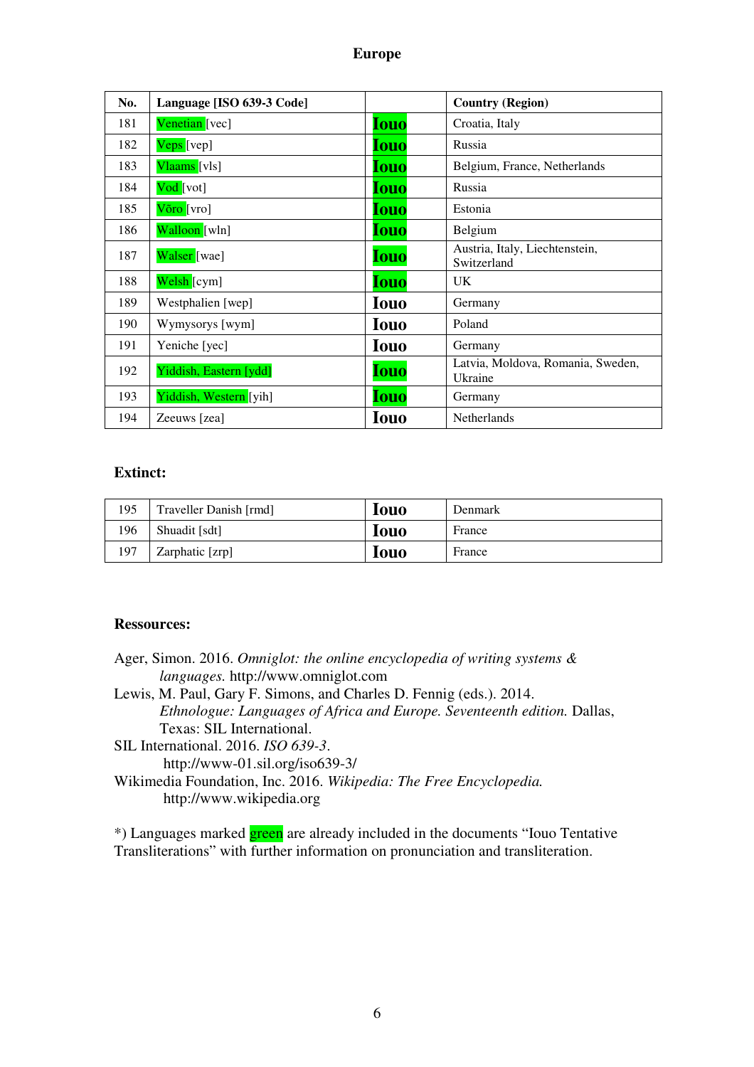# Europe

| No. | Language [ISO 639-3 Code] | | Country (Region) |
|---|---|---|---|
| 181 | Venetian [vec] | Iouo | Croatia, Italy |
| 182 | Veps [vep] | Iouo | Russia |
| 183 | Vlaams [vls] | Iouo | Belgium, France, Netherlands |
| 184 | Vod [vot] | Iouo | Russia |
| 185 | Võro [vro] | Iouo | Estonia |
| 186 | Walloon [wln] | Iouo | Belgium |
| 187 | Walser [wae] | Iouo | Austria, Italy, Liechtenstein, Switzerland |
| 188 | Welsh [cym] | Iouo | UK |
| 189 | Westphalien [wep] | Iouo | Germany |
| 190 | Wymysorys [wym] | Iouo | Poland |
| 191 | Yeniche [yec] | Iouo | Germany |
| 192 | Yiddish, Eastern [ydd] | Iouo | Latvia, Moldova, Romania, Sweden, Ukraine |
| 193 | Yiddish, Western [yih] | Iouo | Germany |
| 194 | Zeeuws [zea] | Iouo | Netherlands |

**Extinct:**

| | | | |
|---|---|---|---|
| 195 | Traveller Danish [rmd] | Iouo | Denmark |
| 196 | Shuadit [sdt] | Iouo | France |
| 197 | Zarphatic [zrp] | Iouo | France |

**Ressources:**

Ager, Simon. 2016. *Omniglot: the online encyclopedia of writing systems & languages.* http://www.omniglot.com

Lewis, M. Paul, Gary F. Simons, and Charles D. Fennig (eds.). 2014. *Ethnologue: Languages of Africa and Europe. Seventeenth edition.* Dallas, Texas: SIL International.

SIL International. 2016. *ISO 639-3*. http://www-01.sil.org/iso639-3/

Wikimedia Foundation, Inc. 2016. *Wikipedia: The Free Encyclopedia.* http://www.wikipedia.org

*) Languages marked green are already included in the documents "Iouo Tentative Transliterations" with further information on pronunciation and transliteration.